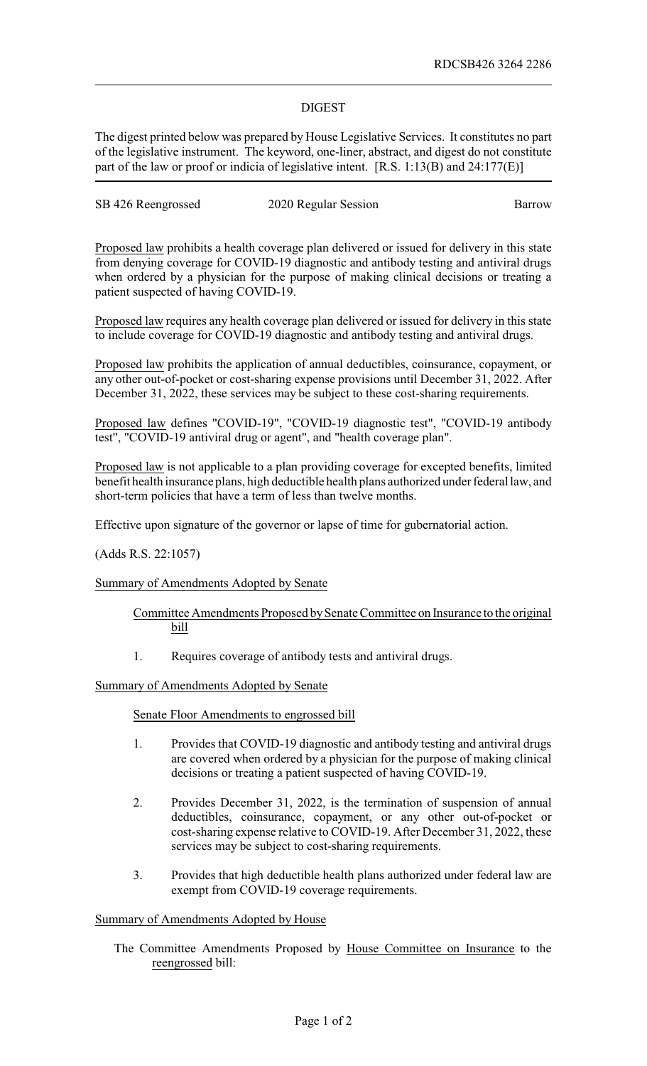RDCSB426 3264 2286

DIGEST

The digest printed below was prepared by House Legislative Services. It constitutes no part of the legislative instrument. The keyword, one-liner, abstract, and digest do not constitute part of the law or proof or indicia of legislative intent. [R.S. 1:13(B) and 24:177(E)]

| SB 426 Reengrossed | 2020 Regular Session | Barrow |
|---|---|---|

Proposed law prohibits a health coverage plan delivered or issued for delivery in this state from denying coverage for COVID-19 diagnostic and antibody testing and antiviral drugs when ordered by a physician for the purpose of making clinical decisions or treating a patient suspected of having COVID-19.

Proposed law requires any health coverage plan delivered or issued for delivery in this state to include coverage for COVID-19 diagnostic and antibody testing and antiviral drugs.

Proposed law prohibits the application of annual deductibles, coinsurance, copayment, or any other out-of-pocket or cost-sharing expense provisions until December 31, 2022. After December 31, 2022, these services may be subject to these cost-sharing requirements.

Proposed law defines "COVID-19", "COVID-19 diagnostic test", "COVID-19 antibody test", "COVID-19 antiviral drug or agent", and "health coverage plan".

Proposed law is not applicable to a plan providing coverage for excepted benefits, limited benefit health insurance plans, high deductible health plans authorized under federal law, and short-term policies that have a term of less than twelve months.

Effective upon signature of the governor or lapse of time for gubernatorial action.

(Adds R.S. 22:1057)

Summary of Amendments Adopted by Senate

Committee Amendments Proposed by Senate Committee on Insurance to the original bill

1. Requires coverage of antibody tests and antiviral drugs.

Summary of Amendments Adopted by Senate

Senate Floor Amendments to engrossed bill

1. Provides that COVID-19 diagnostic and antibody testing and antiviral drugs are covered when ordered by a physician for the purpose of making clinical decisions or treating a patient suspected of having COVID-19.

2. Provides December 31, 2022, is the termination of suspension of annual deductibles, coinsurance, copayment, or any other out-of-pocket or cost-sharing expense relative to COVID-19. After December 31, 2022, these services may be subject to cost-sharing requirements.

3. Provides that high deductible health plans authorized under federal law are exempt from COVID-19 coverage requirements.

Summary of Amendments Adopted by House

The Committee Amendments Proposed by House Committee on Insurance to the reengrossed bill: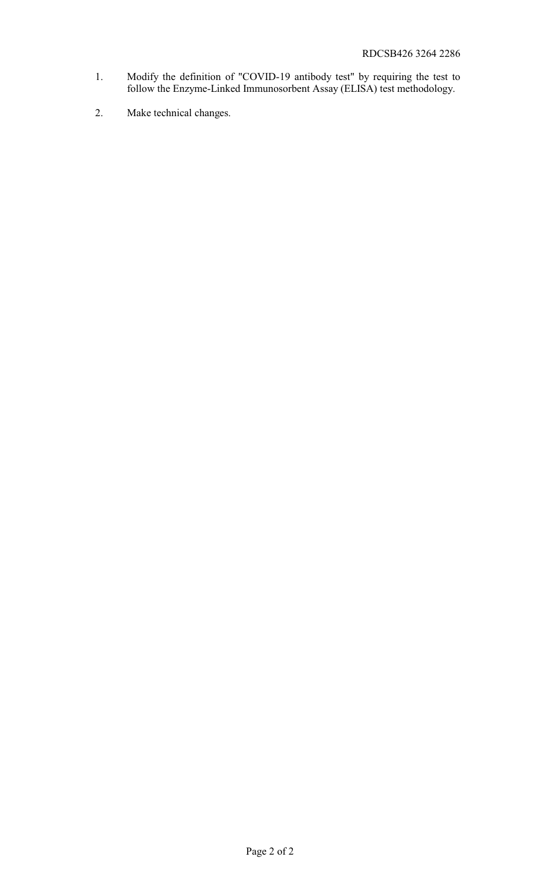1. Modify the definition of "COVID-19 antibody test" by requiring the test to follow the Enzyme-Linked Immunosorbent Assay (ELISA) test methodology.

2. Make technical changes.